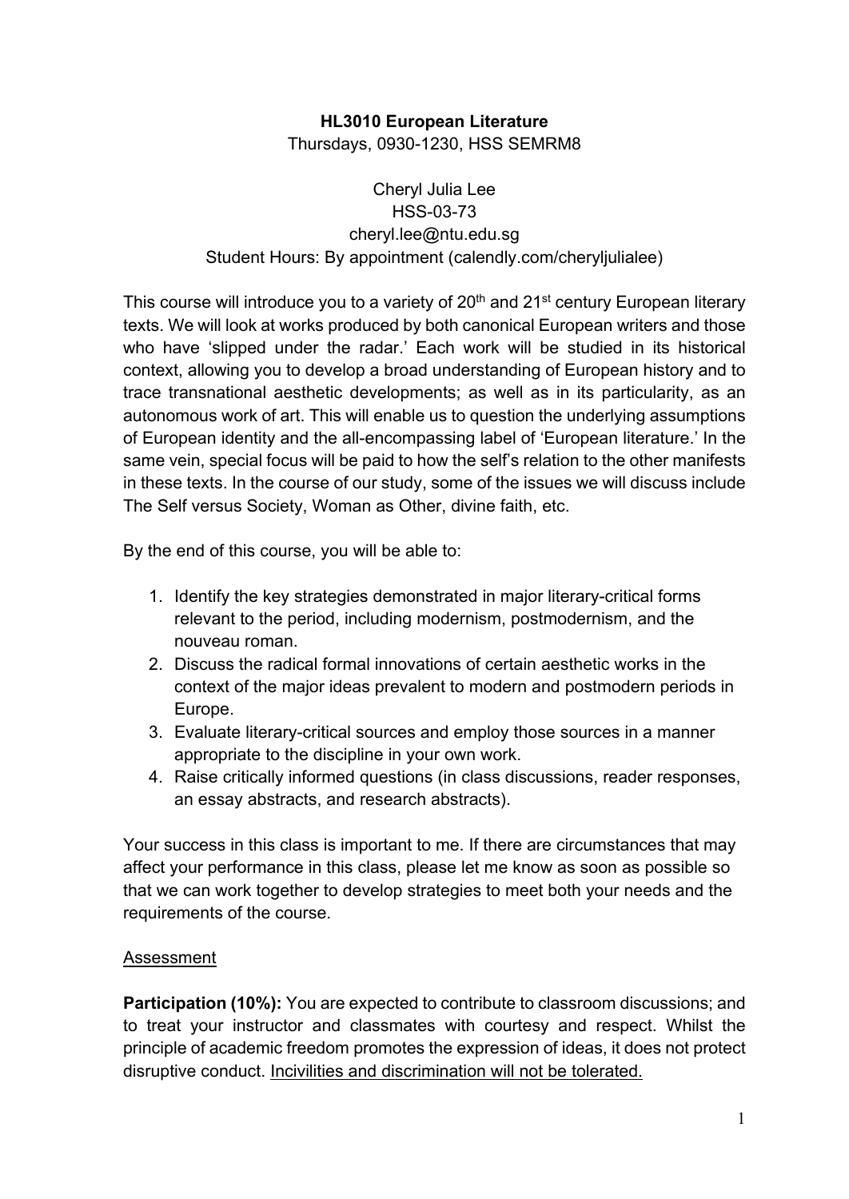**HL3010 European Literature**
Thursdays, 0930-1230, HSS SEMRM8

Cheryl Julia Lee
HSS-03-73
cheryl.lee@ntu.edu.sg
Student Hours: By appointment (calendly.com/cheryljulialee)

This course will introduce you to a variety of 20th and 21st century European literary texts. We will look at works produced by both canonical European writers and those who have 'slipped under the radar.' Each work will be studied in its historical context, allowing you to develop a broad understanding of European history and to trace transnational aesthetic developments; as well as in its particularity, as an autonomous work of art. This will enable us to question the underlying assumptions of European identity and the all-encompassing label of 'European literature.' In the same vein, special focus will be paid to how the self's relation to the other manifests in these texts. In the course of our study, some of the issues we will discuss include The Self versus Society, Woman as Other, divine faith, etc.

By the end of this course, you will be able to:

1. Identify the key strategies demonstrated in major literary-critical forms relevant to the period, including modernism, postmodernism, and the nouveau roman.
2. Discuss the radical formal innovations of certain aesthetic works in the context of the major ideas prevalent to modern and postmodern periods in Europe.
3. Evaluate literary-critical sources and employ those sources in a manner appropriate to the discipline in your own work.
4. Raise critically informed questions (in class discussions, reader responses, an essay abstracts, and research abstracts).

Your success in this class is important to me. If there are circumstances that may affect your performance in this class, please let me know as soon as possible so that we can work together to develop strategies to meet both your needs and the requirements of the course.

<u>Assessment</u>

**Participation (10%):** You are expected to contribute to classroom discussions; and to treat your instructor and classmates with courtesy and respect. Whilst the principle of academic freedom promotes the expression of ideas, it does not protect disruptive conduct. <u>Incivilities and discrimination will not be tolerated.</u>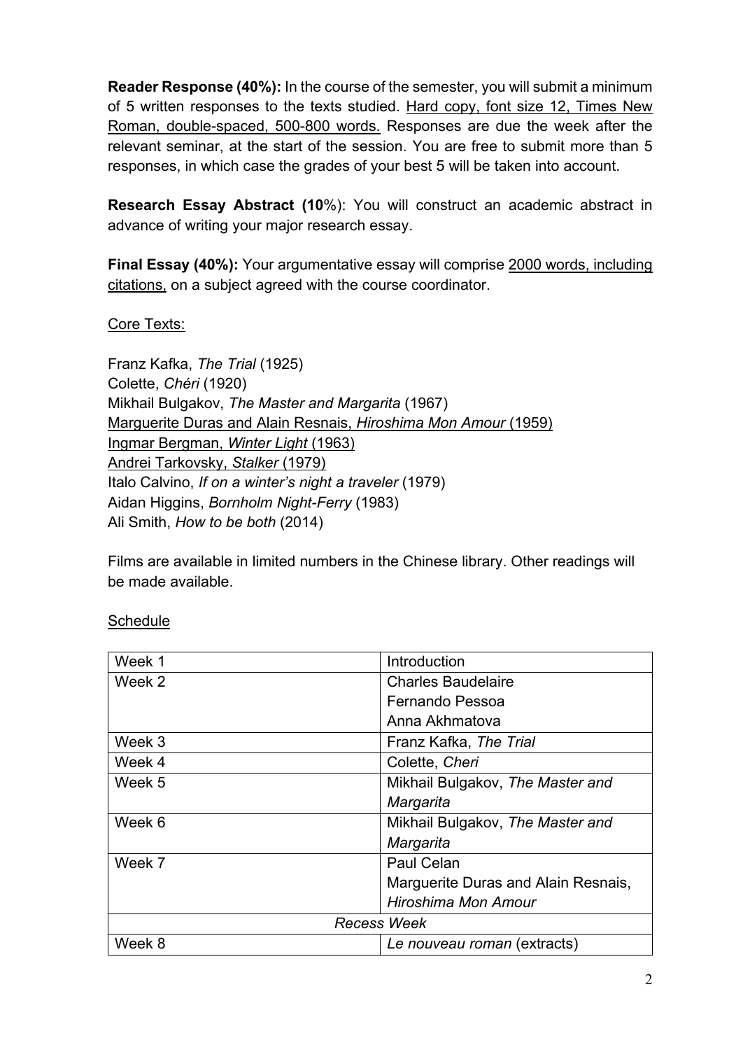**Reader Response (40%):** In the course of the semester, you will submit a minimum of 5 written responses to the texts studied. <u>Hard copy, font size 12, Times New Roman, double-spaced, 500-800 words.</u> Responses are due the week after the relevant seminar, at the start of the session. You are free to submit more than 5 responses, in which case the grades of your best 5 will be taken into account.

**Research Essay Abstract (10**%): You will construct an academic abstract in advance of writing your major research essay.

**Final Essay (40%):** Your argumentative essay will comprise <u>2000 words, including citations,</u> on a subject agreed with the course coordinator.

<u>Core Texts:</u>

Franz Kafka, *The Trial* (1925)
Colette, *Chéri* (1920)
Mikhail Bulgakov, *The Master and Margarita* (1967)
<u>Marguerite Duras and Alain Resnais, *Hiroshima Mon Amour* (1959)</u>
<u>Ingmar Bergman, *Winter Light* (1963)</u>
<u>Andrei Tarkovsky, *Stalker* (1979)</u>
Italo Calvino, *If on a winter's night a traveler* (1979)
Aidan Higgins, *Bornholm Night-Ferry* (1983)
Ali Smith, *How to be both* (2014)

Films are available in limited numbers in the Chinese library. Other readings will be made available.

<u>Schedule</u>

| | |
|---|---|
| Week 1 | Introduction |
| Week 2 | Charles Baudelaire<br>Fernando Pessoa<br>Anna Akhmatova |
| Week 3 | Franz Kafka, *The Trial* |
| Week 4 | Colette, *Cheri* |
| Week 5 | Mikhail Bulgakov, *The Master and Margarita* |
| Week 6 | Mikhail Bulgakov, *The Master and Margarita* |
| Week 7 | Paul Celan<br>Marguerite Duras and Alain Resnais, *Hiroshima Mon Amour* |
| *Recess Week* | |
| Week 8 | *Le nouveau roman* (extracts) |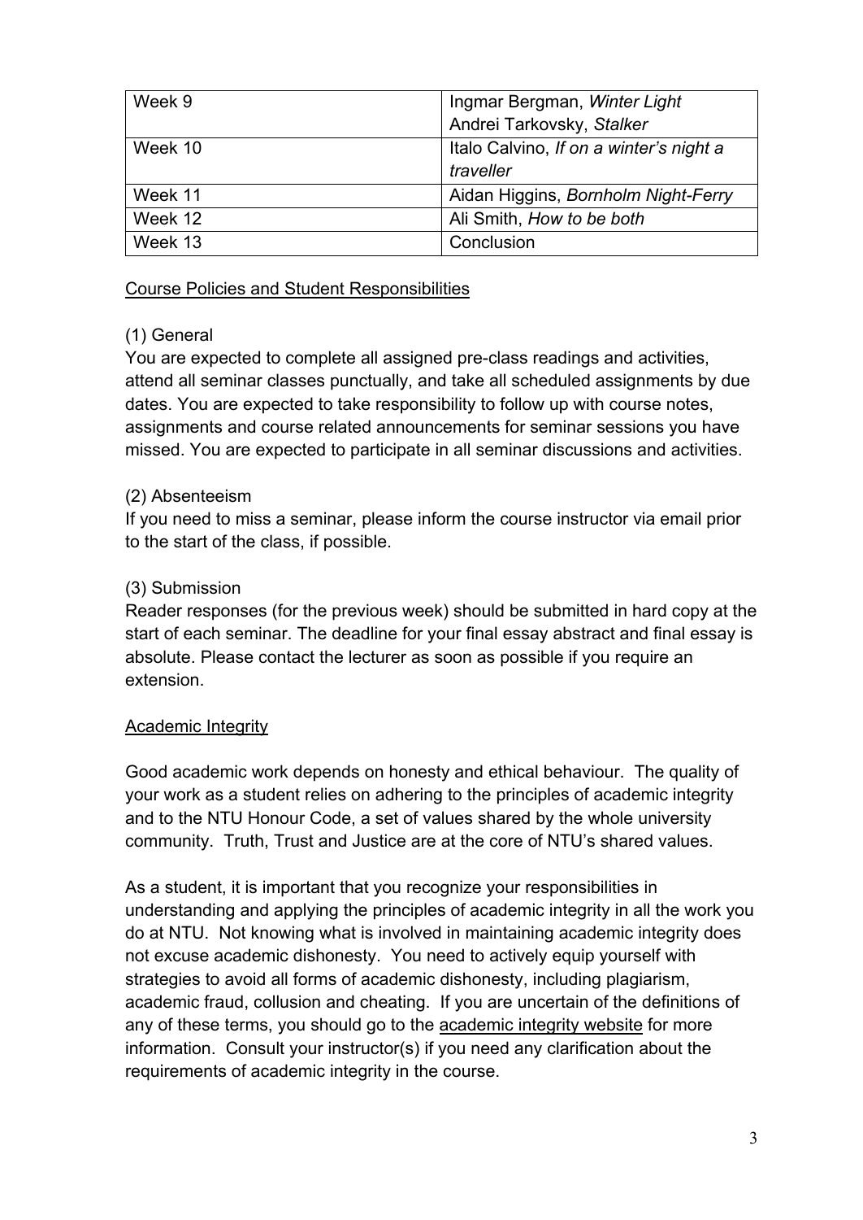| | |
|---|---|
| Week 9 | Ingmar Bergman, *Winter Light*<br>Andrei Tarkovsky, *Stalker* |
| Week 10 | Italo Calvino, *If on a winter's night a traveller* |
| Week 11 | Aidan Higgins, *Bornholm Night-Ferry* |
| Week 12 | Ali Smith, *How to be both* |
| Week 13 | Conclusion |

## Course Policies and Student Responsibilities

(1) General

You are expected to complete all assigned pre-class readings and activities, attend all seminar classes punctually, and take all scheduled assignments by due dates. You are expected to take responsibility to follow up with course notes, assignments and course related announcements for seminar sessions you have missed. You are expected to participate in all seminar discussions and activities.

(2) Absenteeism

If you need to miss a seminar, please inform the course instructor via email prior to the start of the class, if possible.

(3) Submission

Reader responses (for the previous week) should be submitted in hard copy at the start of each seminar. The deadline for your final essay abstract and final essay is absolute. Please contact the lecturer as soon as possible if you require an extension.

## Academic Integrity

Good academic work depends on honesty and ethical behaviour. The quality of your work as a student relies on adhering to the principles of academic integrity and to the NTU Honour Code, a set of values shared by the whole university community. Truth, Trust and Justice are at the core of NTU's shared values.

As a student, it is important that you recognize your responsibilities in understanding and applying the principles of academic integrity in all the work you do at NTU. Not knowing what is involved in maintaining academic integrity does not excuse academic dishonesty. You need to actively equip yourself with strategies to avoid all forms of academic dishonesty, including plagiarism, academic fraud, collusion and cheating. If you are uncertain of the definitions of any of these terms, you should go to the academic integrity website for more information. Consult your instructor(s) if you need any clarification about the requirements of academic integrity in the course.